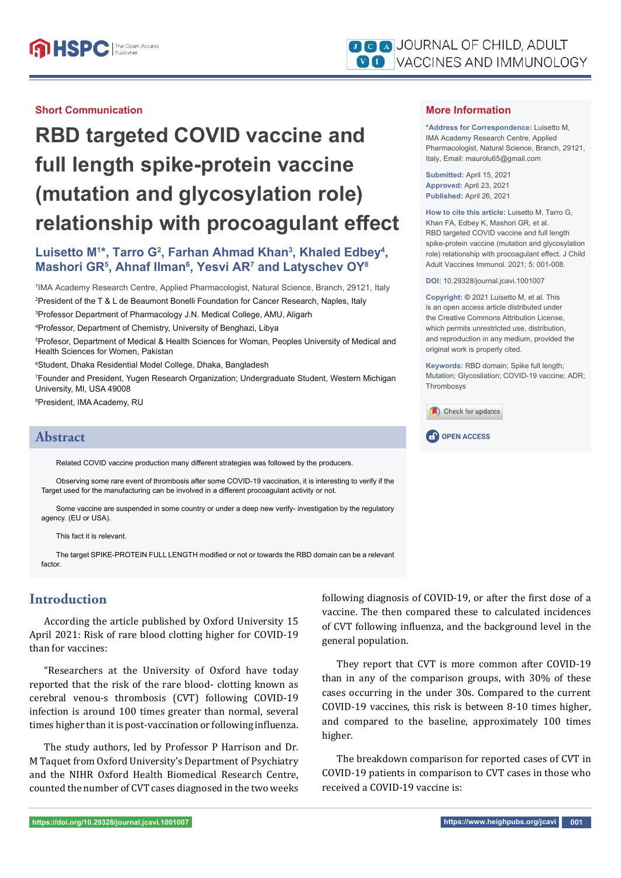Short Communication

# RBD targeted COVID vaccine and full length spike-protein vaccine (mutation and glycosylation role) relationship with procoagulant effect

**Luisetto M[1]*, Tarro G[2], Farhan Ahmad Khan[3], Khaled Edbey[4], Mashori GR[5], Ahnaf Ilman[6], Yesvi AR[7] and Latyschev OY[8]**

[1]IMA Academy Research Centre, Applied Pharmacologist, Natural Science, Branch, 29121, Italy

[2]President of the T & L de Beaumont Bonelli Foundation for Cancer Research, Naples, Italy

[3]Professor Department of Pharmacology J.N. Medical College, AMU, Aligarh

[4]Professor, Department of Chemistry, University of Benghazi, Libya

[5]Profesor, Department of Medical & Health Sciences for Woman, Peoples University of Medical and Health Sciences for Women, Pakistan

[6]Student, Dhaka Residential Model College, Dhaka, Bangladesh

[7]Founder and President, Yugen Research Organization; Undergraduate Student, Western Michigan University, MI, USA 49008

[8]President, IMA Academy, RU

## More Information

***Address for Correspondence:** Luisetto M, IMA Academy Research Centre, Applied Pharmacologist, Natural Science, Branch, 29121, Italy, Email: maurolu65@gmail.com

**Submitted:** April 15, 2021
**Approved:** April 23, 2021
**Published:** April 26, 2021

**How to cite this article:** Luisetto M, Tarro G, Khan FA, Edbey K, Mashori GR, et al. RBD targeted COVID vaccine and full length spike-protein vaccine (mutation and glycosylation role) relationship with procoagulant effect. J Child Adult Vaccines Immunol. 2021; 5: 001-008.

**DOI:** 10.29328/journal.jcavi.1001007

**Copyright:** © 2021 Luisetto M, et al. This is an open access article distributed under the Creative Commons Attribution License, which permits unrestricted use, distribution, and reproduction in any medium, provided the original work is properly cited.

**Keywords:** RBD domain; Spike full length; Mutation; Glycosilation; COVID-19 vaccine; ADR; Thrombosys

OPEN ACCESS

## Abstract

Related COVID vaccine production many different strategies was followed by the producers.

Observing some rare event of thrombosis after some COVID-19 vaccination, it is interesting to verify if the Target used for the manufacturing can be involved in a different procoagulant activity or not.

Some vaccine are suspended in some country or under a deep new verify- investigation by the regulatory agency. (EU or USA).

This fact it is relevant.

The target SPIKE-PROTEIN FULL LENGTH modified or not or towards the RBD domain can be a relevant factor.

## Introduction

According the article published by Oxford University 15 April 2021: Risk of rare blood clotting higher for COVID-19 than for vaccines:

"Researchers at the University of Oxford have today reported that the risk of the rare blood- clotting known as cerebral venou-s thrombosis (CVT) following COVID-19 infection is around 100 times greater than normal, several times higher than it is post-vaccination or following influenza.

The study authors, led by Professor P Harrison and Dr. M Taquet from Oxford University's Department of Psychiatry and the NIHR Oxford Health Biomedical Research Centre, counted the number of CVT cases diagnosed in the two weeks following diagnosis of COVID-19, or after the first dose of a vaccine. The then compared these to calculated incidences of CVT following influenza, and the background level in the general population.

They report that CVT is more common after COVID-19 than in any of the comparison groups, with 30% of these cases occurring in the under 30s. Compared to the current COVID-19 vaccines, this risk is between 8-10 times higher, and compared to the baseline, approximately 100 times higher.

The breakdown comparison for reported cases of CVT in COVID-19 patients in comparison to CVT cases in those who received a COVID-19 vaccine is: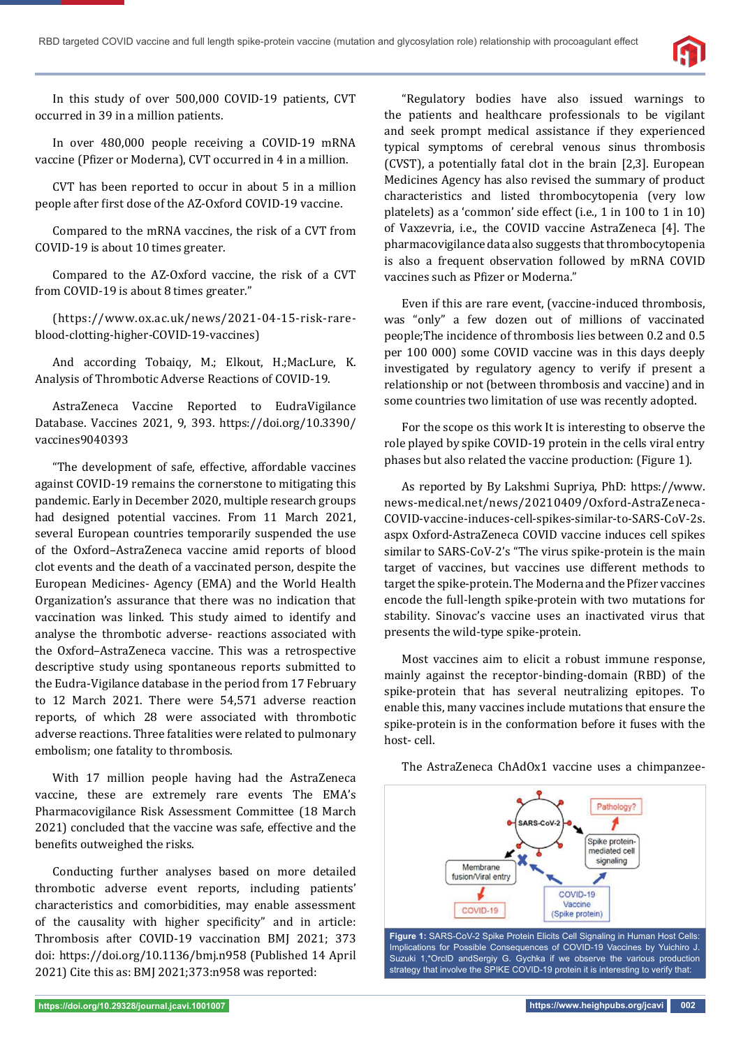In this study of over 500,000 COVID-19 patients, CVT occurred in 39 in a million patients.

In over 480,000 people receiving a COVID-19 mRNA vaccine (Pfizer or Moderna), CVT occurred in 4 in a million.

CVT has been reported to occur in about 5 in a million people after first dose of the AZ-Oxford COVID-19 vaccine.

Compared to the mRNA vaccines, the risk of a CVT from COVID-19 is about 10 times greater.

Compared to the AZ-Oxford vaccine, the risk of a CVT from COVID-19 is about 8 times greater."

(https://www.ox.ac.uk/news/2021-04-15-risk-rare-blood-clotting-higher-COVID-19-vaccines)

And according Tobaiqy, M.; Elkout, H.;MacLure, K. Analysis of Thrombotic Adverse Reactions of COVID-19.

AstraZeneca Vaccine Reported to EudraVigilance Database. Vaccines 2021, 9, 393. https://doi.org/10.3390/vaccines9040393

"The development of safe, effective, affordable vaccines against COVID-19 remains the cornerstone to mitigating this pandemic. Early in December 2020, multiple research groups had designed potential vaccines. From 11 March 2021, several European countries temporarily suspended the use of the Oxford–AstraZeneca vaccine amid reports of blood clot events and the death of a vaccinated person, despite the European Medicines- Agency (EMA) and the World Health Organization's assurance that there was no indication that vaccination was linked. This study aimed to identify and analyse the thrombotic adverse- reactions associated with the Oxford–AstraZeneca vaccine. This was a retrospective descriptive study using spontaneous reports submitted to the Eudra-Vigilance database in the period from 17 February to 12 March 2021. There were 54,571 adverse reaction reports, of which 28 were associated with thrombotic adverse reactions. Three fatalities were related to pulmonary embolism; one fatality to thrombosis.

With 17 million people having had the AstraZeneca vaccine, these are extremely rare events The EMA's Pharmacovigilance Risk Assessment Committee (18 March 2021) concluded that the vaccine was safe, effective and the benefits outweighed the risks.

Conducting further analyses based on more detailed thrombotic adverse event reports, including patients' characteristics and comorbidities, may enable assessment of the causality with higher specificity" and in article: Thrombosis after COVID-19 vaccination BMJ 2021; 373 doi: https://doi.org/10.1136/bmj.n958 (Published 14 April 2021) Cite this as: BMJ 2021;373:n958 was reported:

"Regulatory bodies have also issued warnings to the patients and healthcare professionals to be vigilant and seek prompt medical assistance if they experienced typical symptoms of cerebral venous sinus thrombosis (CVST), a potentially fatal clot in the brain [2,3]. European Medicines Agency has also revised the summary of product characteristics and listed thrombocytopenia (very low platelets) as a 'common' side effect (i.e., 1 in 100 to 1 in 10) of Vaxzevria, i.e., the COVID vaccine AstraZeneca [4]. The pharmacovigilance data also suggests that thrombocytopenia is also a frequent observation followed by mRNA COVID vaccines such as Pfizer or Moderna."

Even if this are rare event, (vaccine-induced thrombosis, was "only" a few dozen out of millions of vaccinated people;The incidence of thrombosis lies between 0.2 and 0.5 per 100 000) some COVID vaccine was in this days deeply investigated by regulatory agency to verify if present a relationship or not (between thrombosis and vaccine) and in some countries two limitation of use was recently adopted.

For the scope os this work It is interesting to observe the role played by spike COVID-19 protein in the cells viral entry phases but also related the vaccine production: (Figure 1).

As reported by By Lakshmi Supriya, PhD: https://www.news-medical.net/news/20210409/Oxford-AstraZeneca-COVID-vaccine-induces-cell-spikes-similar-to-SARS-CoV-2s.aspx Oxford-AstraZeneca COVID vaccine induces cell spikes similar to SARS-CoV-2's "The virus spike-protein is the main target of vaccines, but vaccines use different methods to target the spike-protein. The Moderna and the Pfizer vaccines encode the full-length spike-protein with two mutations for stability. Sinovac's vaccine uses an inactivated virus that presents the wild-type spike-protein.

Most vaccines aim to elicit a robust immune response, mainly against the receptor-binding-domain (RBD) of the spike-protein that has several neutralizing epitopes. To enable this, many vaccines include mutations that ensure the spike-protein is in the conformation before it fuses with the host- cell.

The AstraZeneca ChAdOx1 vaccine uses a chimpanzee-

**Figure 1:** SARS-CoV-2 Spike Protein Elicits Cell Signaling in Human Host Cells: Implications for Possible Consequences of COVID-19 Vaccines by Yuichiro J. Suzuki 1,*OrcID andSergiy G. Gychka if we observe the various production strategy that involve the SPIKE COVID-19 protein it is interesting to verify that: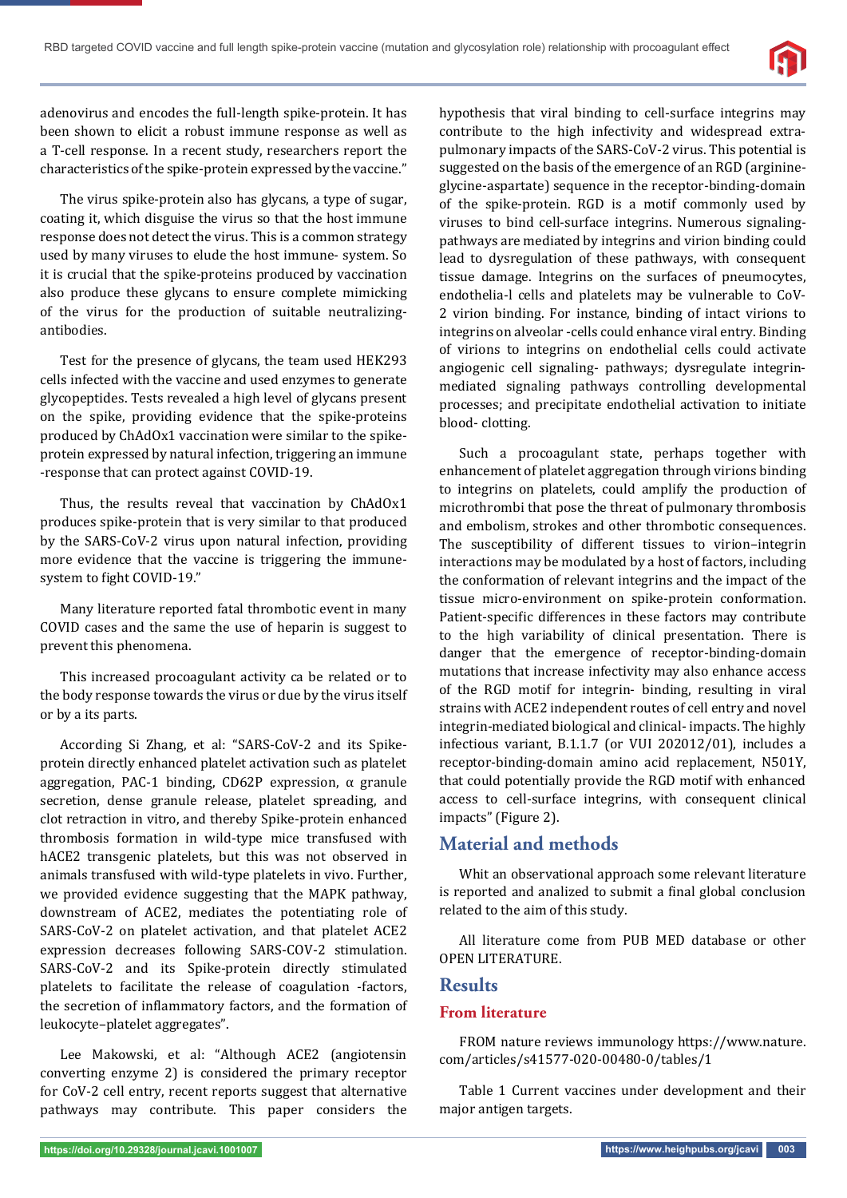adenovirus and encodes the full-length spike-protein. It has been shown to elicit a robust immune response as well as a T-cell response. In a recent study, researchers report the characteristics of the spike-protein expressed by the vaccine."

The virus spike-protein also has glycans, a type of sugar, coating it, which disguise the virus so that the host immune response does not detect the virus. This is a common strategy used by many viruses to elude the host immune- system. So it is crucial that the spike-proteins produced by vaccination also produce these glycans to ensure complete mimicking of the virus for the production of suitable neutralizing-antibodies.

Test for the presence of glycans, the team used HEK293 cells infected with the vaccine and used enzymes to generate glycopeptides. Tests revealed a high level of glycans present on the spike, providing evidence that the spike-proteins produced by ChAdOx1 vaccination were similar to the spike-protein expressed by natural infection, triggering an immune -response that can protect against COVID-19.

Thus, the results reveal that vaccination by ChAdOx1 produces spike-protein that is very similar to that produced by the SARS-CoV-2 virus upon natural infection, providing more evidence that the vaccine is triggering the immune-system to fight COVID-19."

Many literature reported fatal thrombotic event in many COVID cases and the same the use of heparin is suggest to prevent this phenomena.

This increased procoagulant activity ca be related or to the body response towards the virus or due by the virus itself or by a its parts.

According Si Zhang, et al: "SARS-CoV-2 and its Spike-protein directly enhanced platelet activation such as platelet aggregation, PAC-1 binding, CD62P expression, α granule secretion, dense granule release, platelet spreading, and clot retraction in vitro, and thereby Spike-protein enhanced thrombosis formation in wild-type mice transfused with hACE2 transgenic platelets, but this was not observed in animals transfused with wild-type platelets in vivo. Further, we provided evidence suggesting that the MAPK pathway, downstream of ACE2, mediates the potentiating role of SARS-CoV-2 on platelet activation, and that platelet ACE2 expression decreases following SARS-COV-2 stimulation. SARS-CoV-2 and its Spike-protein directly stimulated platelets to facilitate the release of coagulation -factors, the secretion of inflammatory factors, and the formation of leukocyte–platelet aggregates".

Lee Makowski, et al: "Although ACE2 (angiotensin converting enzyme 2) is considered the primary receptor for CoV-2 cell entry, recent reports suggest that alternative pathways may contribute. This paper considers the hypothesis that viral binding to cell-surface integrins may contribute to the high infectivity and widespread extra-pulmonary impacts of the SARS-CoV-2 virus. This potential is suggested on the basis of the emergence of an RGD (arginine-glycine-aspartate) sequence in the receptor-binding-domain of the spike-protein. RGD is a motif commonly used by viruses to bind cell-surface integrins. Numerous signaling-pathways are mediated by integrins and virion binding could lead to dysregulation of these pathways, with consequent tissue damage. Integrins on the surfaces of pneumocytes, endothelia-l cells and platelets may be vulnerable to CoV-2 virion binding. For instance, binding of intact virions to integrins on alveolar -cells could enhance viral entry. Binding of virions to integrins on endothelial cells could activate angiogenic cell signaling- pathways; dysregulate integrin-mediated signaling pathways controlling developmental processes; and precipitate endothelial activation to initiate blood- clotting.

Such a procoagulant state, perhaps together with enhancement of platelet aggregation through virions binding to integrins on platelets, could amplify the production of microthrombi that pose the threat of pulmonary thrombosis and embolism, strokes and other thrombotic consequences. The susceptibility of different tissues to virion–integrin interactions may be modulated by a host of factors, including the conformation of relevant integrins and the impact of the tissue micro-environment on spike-protein conformation. Patient-specific differences in these factors may contribute to the high variability of clinical presentation. There is danger that the emergence of receptor-binding-domain mutations that increase infectivity may also enhance access of the RGD motif for integrin- binding, resulting in viral strains with ACE2 independent routes of cell entry and novel integrin-mediated biological and clinical- impacts. The highly infectious variant, B.1.1.7 (or VUI 202012/01), includes a receptor-binding-domain amino acid replacement, N501Y, that could potentially provide the RGD motif with enhanced access to cell-surface integrins, with consequent clinical impacts" (Figure 2).

## Material and methods

Whit an observational approach some relevant literature is reported and analized to submit a final global conclusion related to the aim of this study.

All literature come from PUB MED database or other OPEN LITERATURE.

## Results

### From literature

FROM nature reviews immunology https://www.nature.com/articles/s41577-020-00480-0/tables/1

Table 1 Current vaccines under development and their major antigen targets.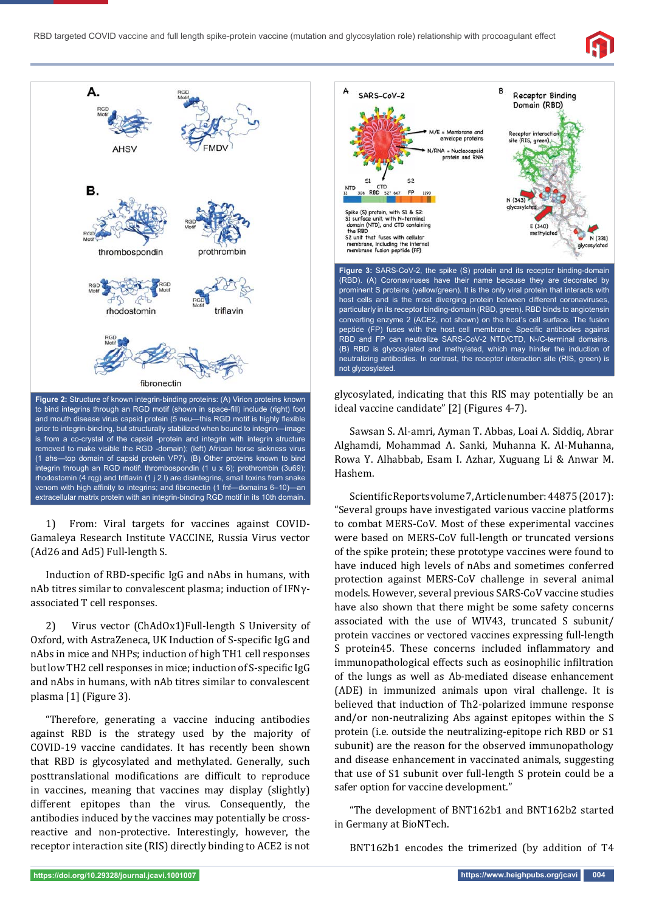**Figure 2:** Structure of known integrin-binding proteins: (A) Virion proteins known to bind integrins through an RGD motif (shown in space-fill) include (right) foot and mouth disease virus capsid protein (5 neu—this RGD motif is highly flexible prior to integrin-binding, but structurally stabilized when bound to integrin—image is from a co-crystal of the capsid -protein and integrin with integrin structure removed to make visible the RGD -domain); (left) African horse sickness virus (1 ahs—top domain of capsid protein VP7). (B) Other proteins known to bind integrin through an RGD motif: thrombospondin (1 u x 6); prothrombin (3u69); rhodostomin (4 rqg) and triflavin (1 j 2 l) are disintegrins, small toxins from snake venom with high affinity to integrins; and fibronectin (1 fnf—domains 6–10)—an extracellular matrix protein with an integrin-binding RGD motif in its 10th domain.

1) From: Viral targets for vaccines against COVID-Gamaleya Research Institute VACCINE, Russia Virus vector (Ad26 and Ad5) Full-length S.

Induction of RBD-specific IgG and nAbs in humans, with nAb titres similar to convalescent plasma; induction of IFNγ-associated T cell responses.

2) Virus vector (ChAdOx1)Full-length S University of Oxford, with AstraZeneca, UK Induction of S-specific IgG and nAbs in mice and NHPs; induction of high TH1 cell responses but low TH2 cell responses in mice; induction of S-specific IgG and nAbs in humans, with nAb titres similar to convalescent plasma [1] (Figure 3).

"Therefore, generating a vaccine inducing antibodies against RBD is the strategy used by the majority of COVID-19 vaccine candidates. It has recently been shown that RBD is glycosylated and methylated. Generally, such posttranslational modifications are difficult to reproduce in vaccines, meaning that vaccines may display (slightly) different epitopes than the virus. Consequently, the antibodies induced by the vaccines may potentially be cross-reactive and non-protective. Interestingly, however, the receptor interaction site (RIS) directly binding to ACE2 is not

**Figure 3:** SARS-CoV-2, the spike (S) protein and its receptor binding-domain (RBD). (A) Coronaviruses have their name because they are decorated by prominent S proteins (yellow/green). It is the only viral protein that interacts with host cells and is the most diverging protein between different coronaviruses, particularly in its receptor binding-domain (RBD, green). RBD binds to angiotensin converting enzyme 2 (ACE2, not shown) on the host's cell surface. The fusion peptide (FP) fuses with the host cell membrane. Specific antibodies against RBD and FP can neutralize SARS-CoV-2 NTD/CTD, N-/C-terminal domains. (B) RBD is glycosylated and methylated, which may hinder the induction of neutralizing antibodies. In contrast, the receptor interaction site (RIS, green) is not glycosylated.

glycosylated, indicating that this RIS may potentially be an ideal vaccine candidate" [2] (Figures 4-7).

Sawsan S. Al-amri, Ayman T. Abbas, Loai A. Siddiq, Abrar Alghamdi, Mohammad A. Sanki, Muhanna K. Al-Muhanna, Rowa Y. Alhabbab, Esam I. Azhar, Xuguang Li & Anwar M. Hashem.

Scientific Reports volume 7, Article number: 44875 (2017): "Several groups have investigated various vaccine platforms to combat MERS-CoV. Most of these experimental vaccines were based on MERS-CoV full-length or truncated versions of the spike protein; these prototype vaccines were found to have induced high levels of nAbs and sometimes conferred protection against MERS-CoV challenge in several animal models. However, several previous SARS-CoV vaccine studies have also shown that there might be some safety concerns associated with the use of WIV43, truncated S subunit/protein vaccines or vectored vaccines expressing full-length S protein45. These concerns included inflammatory and immunopathological effects such as eosinophilic infiltration of the lungs as well as Ab-mediated disease enhancement (ADE) in immunized animals upon viral challenge. It is believed that induction of Th2-polarized immune response and/or non-neutralizing Abs against epitopes within the S protein (i.e. outside the neutralizing-epitope rich RBD or S1 subunit) are the reason for the observed immunopathology and disease enhancement in vaccinated animals, suggesting that use of S1 subunit over full-length S protein could be a safer option for vaccine development."

"The development of BNT162b1 and BNT162b2 started in Germany at BioNTech.

BNT162b1 encodes the trimerized (by addition of T4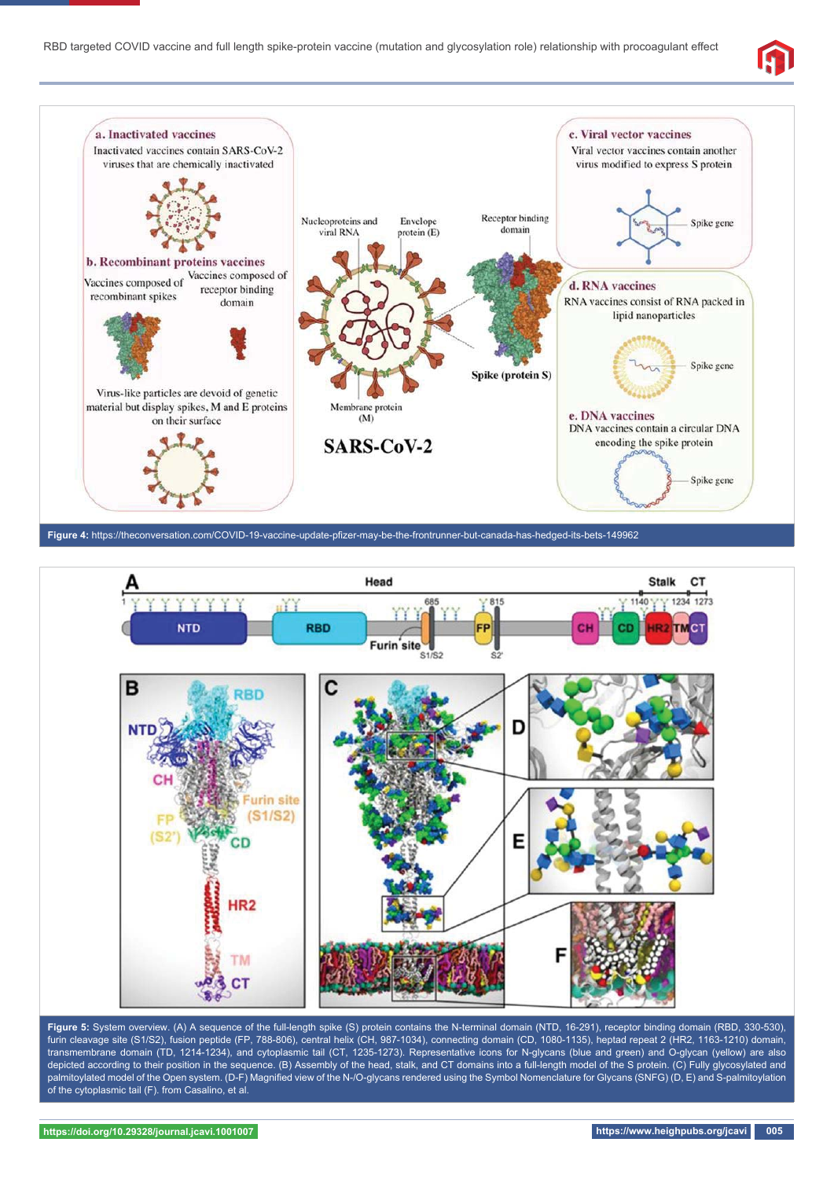**Figure 4:** https://theconversation.com/COVID-19-vaccine-update-pfizer-may-be-the-frontrunner-but-canada-has-hedged-its-bets-149962

**Figure 5:** System overview. (A) A sequence of the full-length spike (S) protein contains the N-terminal domain (NTD, 16-291), receptor binding domain (RBD, 330-530), furin cleavage site (S1/S2), fusion peptide (FP, 788-806), central helix (CH, 987-1034), connecting domain (CD, 1080-1135), heptad repeat 2 (HR2, 1163-1210) domain, transmembrane domain (TD, 1214-1234), and cytoplasmic tail (CT, 1235-1273). Representative icons for N-glycans (blue and green) and O-glycan (yellow) are also depicted according to their position in the sequence. (B) Assembly of the head, stalk, and CT domains into a full-length model of the S protein. (C) Fully glycosylated and palmitoylated model of the Open system. (D-F) Magnified view of the N-/O-glycans rendered using the Symbol Nomenclature for Glycans (SNFG) (D, E) and S-palmitoylation of the cytoplasmic tail (F). from Casalino, et al.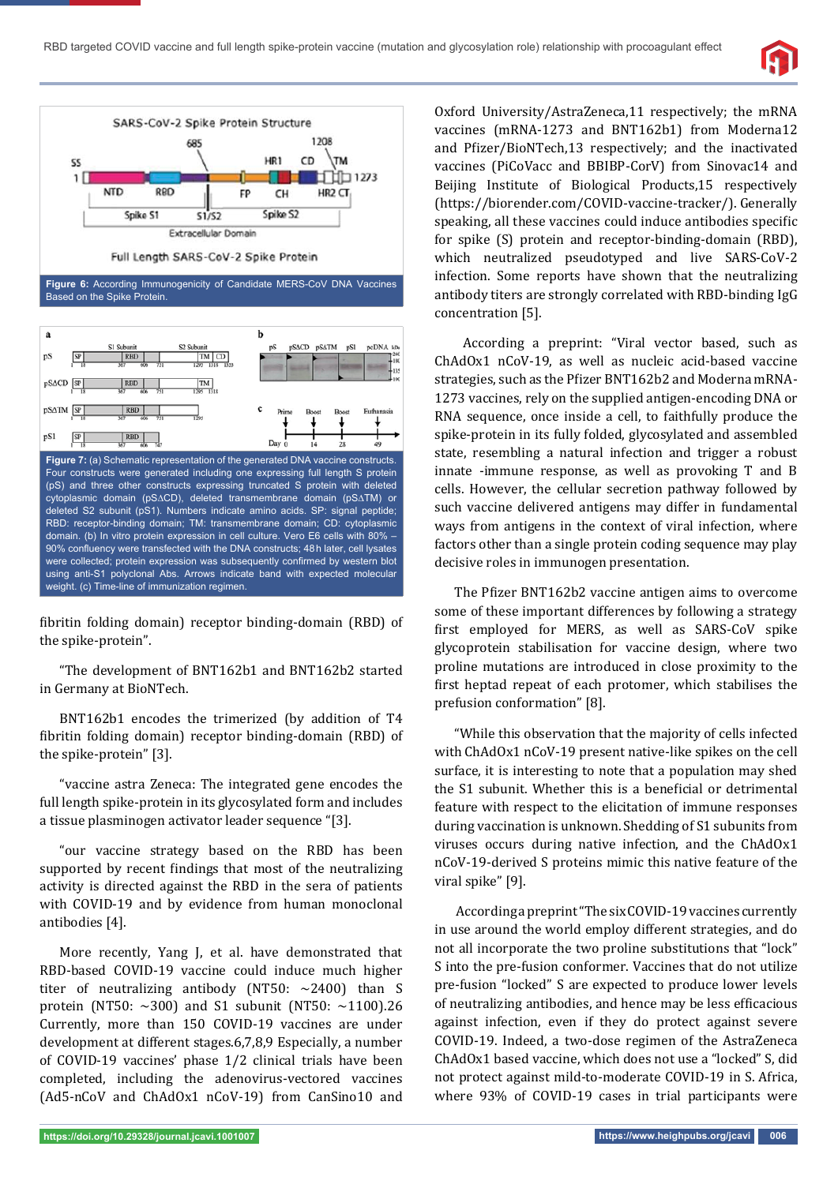Figure 6: According Immunogenicity of Candidate MERS-CoV DNA Vaccines Based on the Spike Protein.

Figure 7: (a) Schematic representation of the generated DNA vaccine constructs. Four constructs were generated including one expressing full length S protein (pS) and three other constructs expressing truncated S protein with deleted cytoplasmic domain (pSΔCD), deleted transmembrane domain (pSΔTM) or deleted S2 subunit (pS1). Numbers indicate amino acids. SP: signal peptide; RBD: receptor-binding domain; TM: transmembrane domain; CD: cytoplasmic domain. (b) In vitro protein expression in cell culture. Vero E6 cells with 80% – 90% confluency were transfected with the DNA constructs; 48 h later, cell lysates were collected; protein expression was subsequently confirmed by western blot using anti-S1 polyclonal Abs. Arrows indicate band with expected molecular weight. (c) Time-line of immunization regimen.

fibritin folding domain) receptor binding-domain (RBD) of the spike-protein".

"The development of BNT162b1 and BNT162b2 started in Germany at BioNTech.

BNT162b1 encodes the trimerized (by addition of T4 fibritin folding domain) receptor binding-domain (RBD) of the spike-protein" [3].

"vaccine astra Zeneca: The integrated gene encodes the full length spike-protein in its glycosylated form and includes a tissue plasminogen activator leader sequence "[3].

"our vaccine strategy based on the RBD has been supported by recent findings that most of the neutralizing activity is directed against the RBD in the sera of patients with COVID-19 and by evidence from human monoclonal antibodies [4].

More recently, Yang J, et al. have demonstrated that RBD-based COVID-19 vaccine could induce much higher titer of neutralizing antibody (NT50: ~2400) than S protein (NT50: ~300) and S1 subunit (NT50: ~1100).26 Currently, more than 150 COVID-19 vaccines are under development at different stages.6,7,8,9 Especially, a number of COVID-19 vaccines' phase 1/2 clinical trials have been completed, including the adenovirus-vectored vaccines (Ad5-nCoV and ChAdOx1 nCoV-19) from CanSino10 and Oxford University/AstraZeneca,11 respectively; the mRNA vaccines (mRNA-1273 and BNT162b1) from Moderna12 and Pfizer/BioNTech,13 respectively; and the inactivated vaccines (PiCoVacc and BBIBP-CorV) from Sinovac14 and Beijing Institute of Biological Products,15 respectively (https://biorender.com/COVID-vaccine-tracker/). Generally speaking, all these vaccines could induce antibodies specific for spike (S) protein and receptor-binding-domain (RBD), which neutralized pseudotyped and live SARS-CoV-2 infection. Some reports have shown that the neutralizing antibody titers are strongly correlated with RBD-binding IgG concentration [5].

According a preprint: "Viral vector based, such as ChAdOx1 nCoV-19, as well as nucleic acid-based vaccine strategies, such as the Pfizer BNT162b2 and Moderna mRNA-1273 vaccines, rely on the supplied antigen-encoding DNA or RNA sequence, once inside a cell, to faithfully produce the spike-protein in its fully folded, glycosylated and assembled state, resembling a natural infection and trigger a robust innate -immune response, as well as provoking T and B cells. However, the cellular secretion pathway followed by such vaccine delivered antigens may differ in fundamental ways from antigens in the context of viral infection, where factors other than a single protein coding sequence may play decisive roles in immunogen presentation.

The Pfizer BNT162b2 vaccine antigen aims to overcome some of these important differences by following a strategy first employed for MERS, as well as SARS-CoV spike glycoprotein stabilisation for vaccine design, where two proline mutations are introduced in close proximity to the first heptad repeat of each protomer, which stabilises the prefusion conformation" [8].

"While this observation that the majority of cells infected with ChAdOx1 nCoV-19 present native-like spikes on the cell surface, it is interesting to note that a population may shed the S1 subunit. Whether this is a beneficial or detrimental feature with respect to the elicitation of immune responses during vaccination is unknown. Shedding of S1 subunits from viruses occurs during native infection, and the ChAdOx1 nCoV-19-derived S proteins mimic this native feature of the viral spike" [9].

According a preprint "The six COVID-19 vaccines currently in use around the world employ different strategies, and do not all incorporate the two proline substitutions that "lock" S into the pre-fusion conformer. Vaccines that do not utilize pre-fusion "locked" S are expected to produce lower levels of neutralizing antibodies, and hence may be less efficacious against infection, even if they do protect against severe COVID-19. Indeed, a two-dose regimen of the AstraZeneca ChAdOx1 based vaccine, which does not use a "locked" S, did not protect against mild-to-moderate COVID-19 in S. Africa, where 93% of COVID-19 cases in trial participants were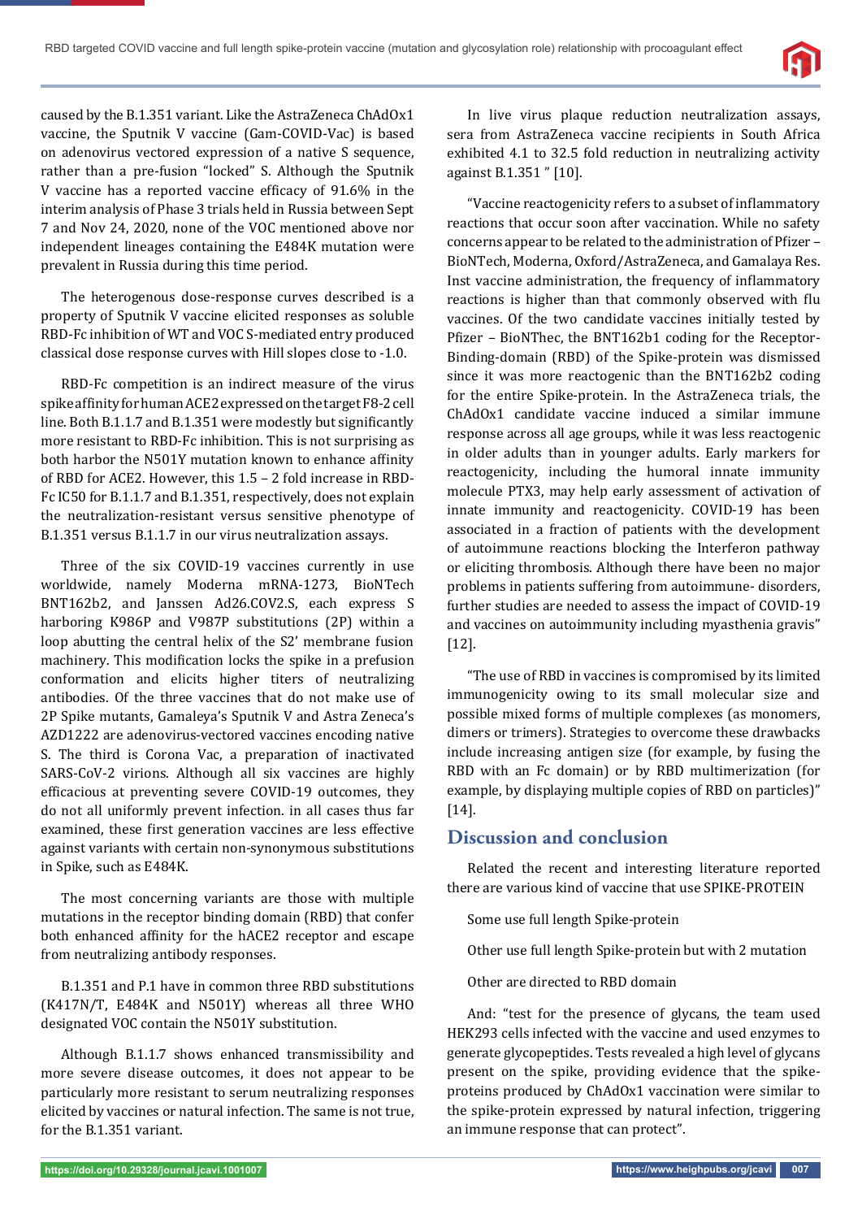caused by the B.1.351 variant. Like the AstraZeneca ChAdOx1 vaccine, the Sputnik V vaccine (Gam-COVID-Vac) is based on adenovirus vectored expression of a native S sequence, rather than a pre-fusion "locked" S. Although the Sputnik V vaccine has a reported vaccine efficacy of 91.6% in the interim analysis of Phase 3 trials held in Russia between Sept 7 and Nov 24, 2020, none of the VOC mentioned above nor independent lineages containing the E484K mutation were prevalent in Russia during this time period.

The heterogenous dose-response curves described is a property of Sputnik V vaccine elicited responses as soluble RBD-Fc inhibition of WT and VOC S-mediated entry produced classical dose response curves with Hill slopes close to -1.0.

RBD-Fc competition is an indirect measure of the virus spike affinity for human ACE2 expressed on the target F8-2 cell line. Both B.1.1.7 and B.1.351 were modestly but significantly more resistant to RBD-Fc inhibition. This is not surprising as both harbor the N501Y mutation known to enhance affinity of RBD for ACE2. However, this 1.5 – 2 fold increase in RBD-Fc IC50 for B.1.1.7 and B.1.351, respectively, does not explain the neutralization-resistant versus sensitive phenotype of B.1.351 versus B.1.1.7 in our virus neutralization assays.

Three of the six COVID-19 vaccines currently in use worldwide, namely Moderna mRNA-1273, BioNTech BNT162b2, and Janssen Ad26.COV2.S, each express S harboring K986P and V987P substitutions (2P) within a loop abutting the central helix of the S2' membrane fusion machinery. This modification locks the spike in a prefusion conformation and elicits higher titers of neutralizing antibodies. Of the three vaccines that do not make use of 2P Spike mutants, Gamaleya's Sputnik V and Astra Zeneca's AZD1222 are adenovirus-vectored vaccines encoding native S. The third is Corona Vac, a preparation of inactivated SARS-CoV-2 virions. Although all six vaccines are highly efficacious at preventing severe COVID-19 outcomes, they do not all uniformly prevent infection. in all cases thus far examined, these first generation vaccines are less effective against variants with certain non-synonymous substitutions in Spike, such as E484K.

The most concerning variants are those with multiple mutations in the receptor binding domain (RBD) that confer both enhanced affinity for the hACE2 receptor and escape from neutralizing antibody responses.

B.1.351 and P.1 have in common three RBD substitutions (K417N/T, E484K and N501Y) whereas all three WHO designated VOC contain the N501Y substitution.

Although B.1.1.7 shows enhanced transmissibility and more severe disease outcomes, it does not appear to be particularly more resistant to serum neutralizing responses elicited by vaccines or natural infection. The same is not true, for the B.1.351 variant.

In live virus plaque reduction neutralization assays, sera from AstraZeneca vaccine recipients in South Africa exhibited 4.1 to 32.5 fold reduction in neutralizing activity against B.1.351 " [10].

"Vaccine reactogenicity refers to a subset of inflammatory reactions that occur soon after vaccination. While no safety concerns appear to be related to the administration of Pfizer – BioNTech, Moderna, Oxford/AstraZeneca, and Gamalaya Res. Inst vaccine administration, the frequency of inflammatory reactions is higher than that commonly observed with flu vaccines. Of the two candidate vaccines initially tested by Pfizer – BioNThec, the BNT162b1 coding for the Receptor-Binding-domain (RBD) of the Spike-protein was dismissed since it was more reactogenic than the BNT162b2 coding for the entire Spike-protein. In the AstraZeneca trials, the ChAdOx1 candidate vaccine induced a similar immune response across all age groups, while it was less reactogenic in older adults than in younger adults. Early markers for reactogenicity, including the humoral innate immunity molecule PTX3, may help early assessment of activation of innate immunity and reactogenicity. COVID-19 has been associated in a fraction of patients with the development of autoimmune reactions blocking the Interferon pathway or eliciting thrombosis. Although there have been no major problems in patients suffering from autoimmune- disorders, further studies are needed to assess the impact of COVID-19 and vaccines on autoimmunity including myasthenia gravis" [12].

"The use of RBD in vaccines is compromised by its limited immunogenicity owing to its small molecular size and possible mixed forms of multiple complexes (as monomers, dimers or trimers). Strategies to overcome these drawbacks include increasing antigen size (for example, by fusing the RBD with an Fc domain) or by RBD multimerization (for example, by displaying multiple copies of RBD on particles)" [14].

## Discussion and conclusion

Related the recent and interesting literature reported there are various kind of vaccine that use SPIKE-PROTEIN

Some use full length Spike-protein

Other use full length Spike-protein but with 2 mutation

Other are directed to RBD domain

And: "test for the presence of glycans, the team used HEK293 cells infected with the vaccine and used enzymes to generate glycopeptides. Tests revealed a high level of glycans present on the spike, providing evidence that the spike-proteins produced by ChAdOx1 vaccination were similar to the spike-protein expressed by natural infection, triggering an immune response that can protect".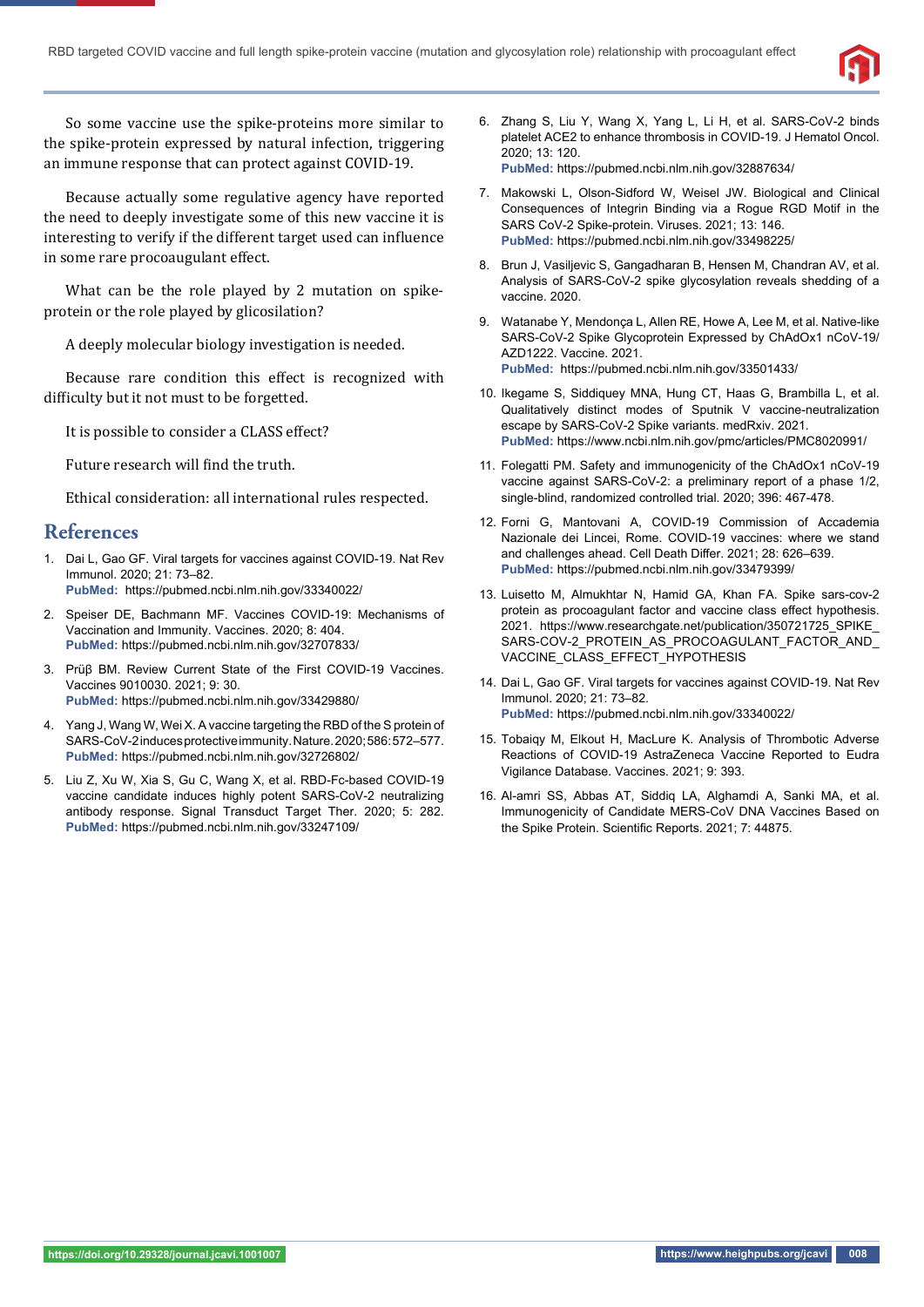So some vaccine use the spike-proteins more similar to the spike-protein expressed by natural infection, triggering an immune response that can protect against COVID-19.

Because actually some regulative agency have reported the need to deeply investigate some of this new vaccine it is interesting to verify if the different target used can influence in some rare procoaugulant effect.

What can be the role played by 2 mutation on spike-protein or the role played by glicosilation?

A deeply molecular biology investigation is needed.

Because rare condition this effect is recognized with difficulty but it not must to be forgetted.

It is possible to consider a CLASS effect?

Future research will find the truth.

Ethical consideration: all international rules respected.

## References

1. Dai L, Gao GF. Viral targets for vaccines against COVID-19. Nat Rev Immunol. 2020; 21: 73–82. **PubMed:** https://pubmed.ncbi.nlm.nih.gov/33340022/
2. Speiser DE, Bachmann MF. Vaccines COVID-19: Mechanisms of Vaccination and Immunity. Vaccines. 2020; 8: 404. **PubMed:** https://pubmed.ncbi.nlm.nih.gov/32707833/
3. Prüβ BM. Review Current State of the First COVID-19 Vaccines. Vaccines 9010030. 2021; 9: 30. **PubMed:** https://pubmed.ncbi.nlm.nih.gov/33429880/
4. Yang J, Wang W, Wei X. A vaccine targeting the RBD of the S protein of SARS-CoV-2 induces protective immunity. Nature. 2020; 586: 572–577. **PubMed:** https://pubmed.ncbi.nlm.nih.gov/32726802/
5. Liu Z, Xu W, Xia S, Gu C, Wang X, et al. RBD-Fc-based COVID-19 vaccine candidate induces highly potent SARS-CoV-2 neutralizing antibody response. Signal Transduct Target Ther. 2020; 5: 282. **PubMed:** https://pubmed.ncbi.nlm.nih.gov/33247109/
6. Zhang S, Liu Y, Wang X, Yang L, Li H, et al. SARS-CoV-2 binds platelet ACE2 to enhance thrombosis in COVID-19. J Hematol Oncol. 2020; 13: 120. **PubMed:** https://pubmed.ncbi.nlm.nih.gov/32887634/
7. Makowski L, Olson-Sidford W, Weisel JW. Biological and Clinical Consequences of Integrin Binding via a Rogue RGD Motif in the SARS CoV-2 Spike-protein. Viruses. 2021; 13: 146. **PubMed:** https://pubmed.ncbi.nlm.nih.gov/33498225/
8. Brun J, Vasiljevic S, Gangadharan B, Hensen M, Chandran AV, et al. Analysis of SARS-CoV-2 spike glycosylation reveals shedding of a vaccine. 2020.
9. Watanabe Y, Mendonça L, Allen RE, Howe A, Lee M, et al. Native-like SARS-CoV-2 Spike Glycoprotein Expressed by ChAdOx1 nCoV-19/AZD1222. Vaccine. 2021. **PubMed:** https://pubmed.ncbi.nlm.nih.gov/33501433/
10. Ikegame S, Siddiquey MNA, Hung CT, Haas G, Brambilla L, et al. Qualitatively distinct modes of Sputnik V vaccine-neutralization escape by SARS-CoV-2 Spike variants. medRxiv. 2021. **PubMed:** https://www.ncbi.nlm.nih.gov/pmc/articles/PMC8020991/
11. Folegatti PM. Safety and immunogenicity of the ChAdOx1 nCoV-19 vaccine against SARS-CoV-2: a preliminary report of a phase 1/2, single-blind, randomized controlled trial. 2020; 396: 467-478.
12. Forni G, Mantovani A, COVID-19 Commission of Accademia Nazionale dei Lincei, Rome. COVID-19 vaccines: where we stand and challenges ahead. Cell Death Differ. 2021; 28: 626–639. **PubMed:** https://pubmed.ncbi.nlm.nih.gov/33479399/
13. Luisetto M, Almukhtar N, Hamid GA, Khan FA. Spike sars-cov-2 protein as procoagulant factor and vaccine class effect hypothesis. 2021. https://www.researchgate.net/publication/350721725_SPIKE_SARS-COV-2_PROTEIN_AS_PROCOAGULANT_FACTOR_AND_VACCINE_CLASS_EFFECT_HYPOTHESIS
14. Dai L, Gao GF. Viral targets for vaccines against COVID-19. Nat Rev Immunol. 2020; 21: 73–82. **PubMed:** https://pubmed.ncbi.nlm.nih.gov/33340022/
15. Tobaiqy M, Elkout H, MacLure K. Analysis of Thrombotic Adverse Reactions of COVID-19 AstraZeneca Vaccine Reported to Eudra Vigilance Database. Vaccines. 2021; 9: 393.
16. Al-amri SS, Abbas AT, Siddiq LA, Alghamdi A, Sanki MA, et al. Immunogenicity of Candidate MERS-CoV DNA Vaccines Based on the Spike Protein. Scientific Reports. 2021; 7: 44875.